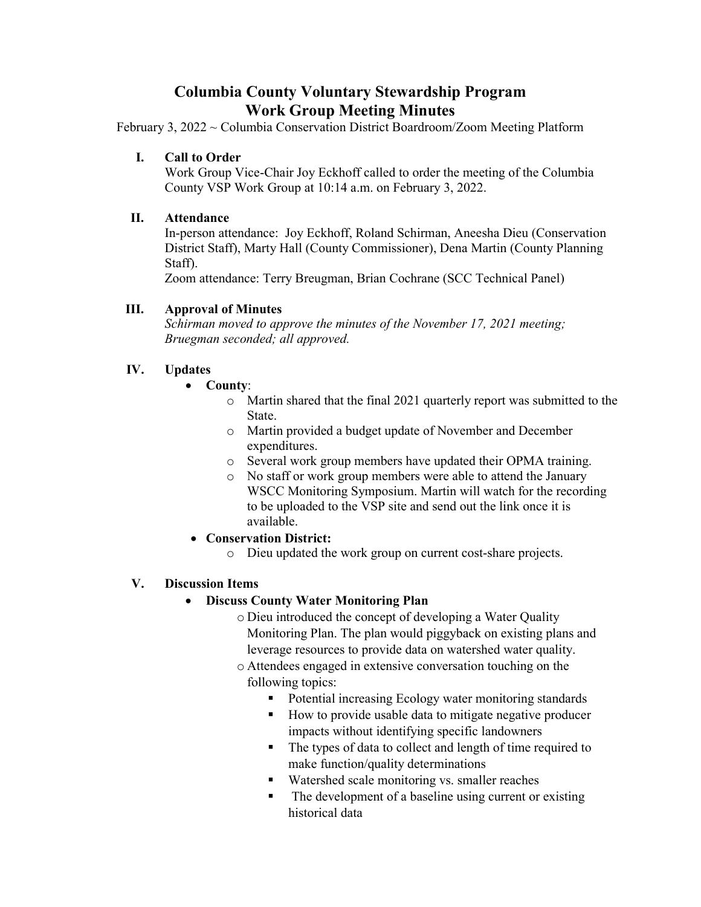# Columbia County Voluntary Stewardship Program
# Work Group Meeting Minutes

February 3, 2022 ~ Columbia Conservation District Boardroom/Zoom Meeting Platform

## I. Call to Order

Work Group Vice-Chair Joy Eckhoff called to order the meeting of the Columbia County VSP Work Group at 10:14 a.m. on February 3, 2022.

## II. Attendance

In-person attendance: Joy Eckhoff, Roland Schirman, Aneesha Dieu (Conservation District Staff), Marty Hall (County Commissioner), Dena Martin (County Planning Staff).

Zoom attendance: Terry Breugman, Brian Cochrane (SCC Technical Panel)

## III. Approval of Minutes

*Schirman moved to approve the minutes of the November 17, 2021 meeting; Bruegman seconded; all approved.*

## IV. Updates

- **County**:
  - Martin shared that the final 2021 quarterly report was submitted to the State.
  - Martin provided a budget update of November and December expenditures.
  - Several work group members have updated their OPMA training.
  - No staff or work group members were able to attend the January WSCC Monitoring Symposium. Martin will watch for the recording to be uploaded to the VSP site and send out the link once it is available.
- **Conservation District:**
  - Dieu updated the work group on current cost-share projects.

## V. Discussion Items

- **Discuss County Water Monitoring Plan**
  - Dieu introduced the concept of developing a Water Quality Monitoring Plan. The plan would piggyback on existing plans and leverage resources to provide data on watershed water quality.
  - Attendees engaged in extensive conversation touching on the following topics:
    - Potential increasing Ecology water monitoring standards
    - How to provide usable data to mitigate negative producer impacts without identifying specific landowners
    - The types of data to collect and length of time required to make function/quality determinations
    - Watershed scale monitoring vs. smaller reaches
    - The development of a baseline using current or existing historical data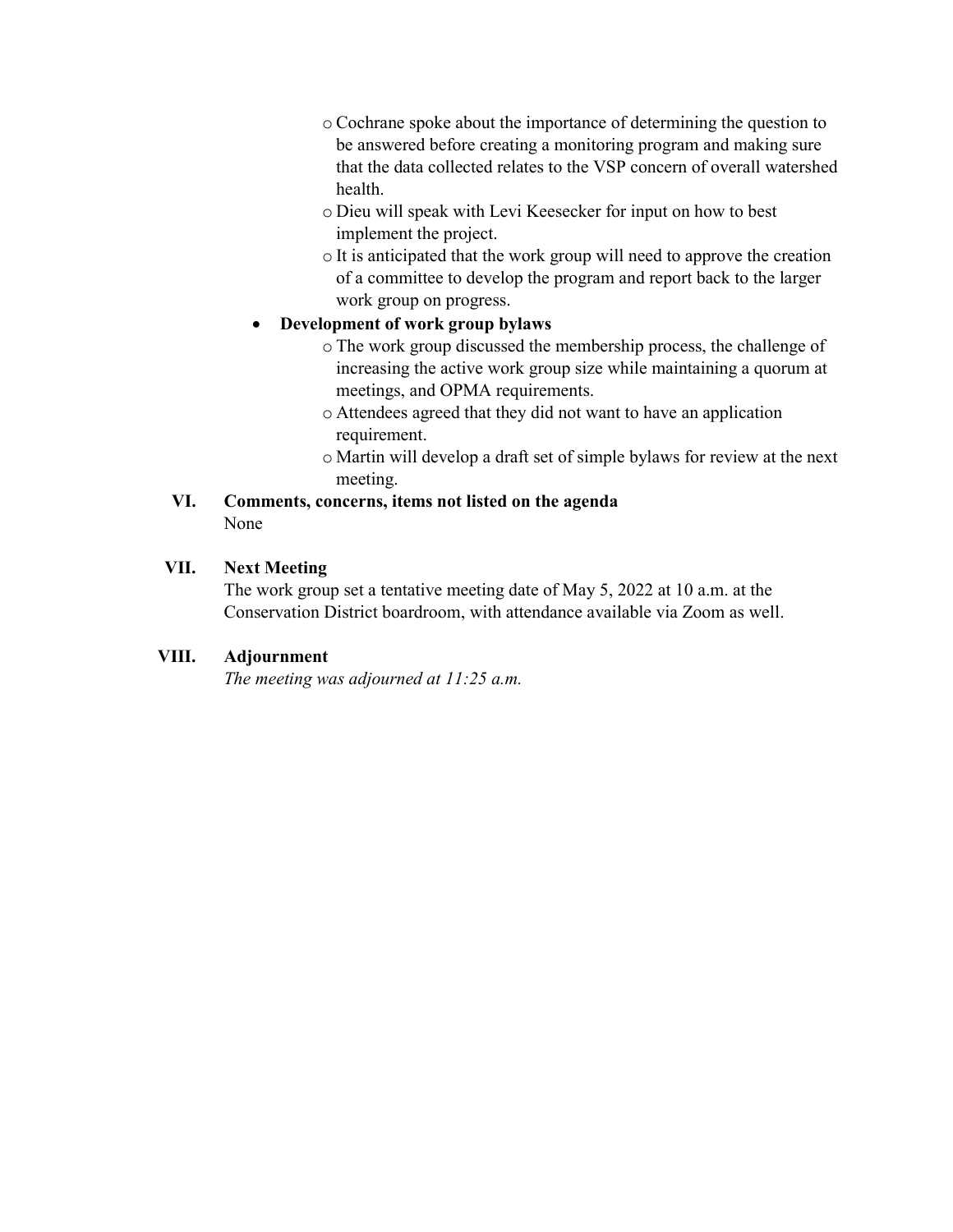- Cochrane spoke about the importance of determining the question to be answered before creating a monitoring program and making sure that the data collected relates to the VSP concern of overall watershed health.
    - Dieu will speak with Levi Keesecker for input on how to best implement the project.
    - It is anticipated that the work group will need to approve the creation of a committee to develop the program and report back to the larger work group on progress.
  - **Development of work group bylaws**
    - The work group discussed the membership process, the challenge of increasing the active work group size while maintaining a quorum at meetings, and OPMA requirements.
    - Attendees agreed that they did not want to have an application requirement.
    - Martin will develop a draft set of simple bylaws for review at the next meeting.

**VI. Comments, concerns, items not listed on the agenda**

None

**VII. Next Meeting**

The work group set a tentative meeting date of May 5, 2022 at 10 a.m. at the Conservation District boardroom, with attendance available via Zoom as well.

**VIII. Adjournment**

*The meeting was adjourned at 11:25 a.m.*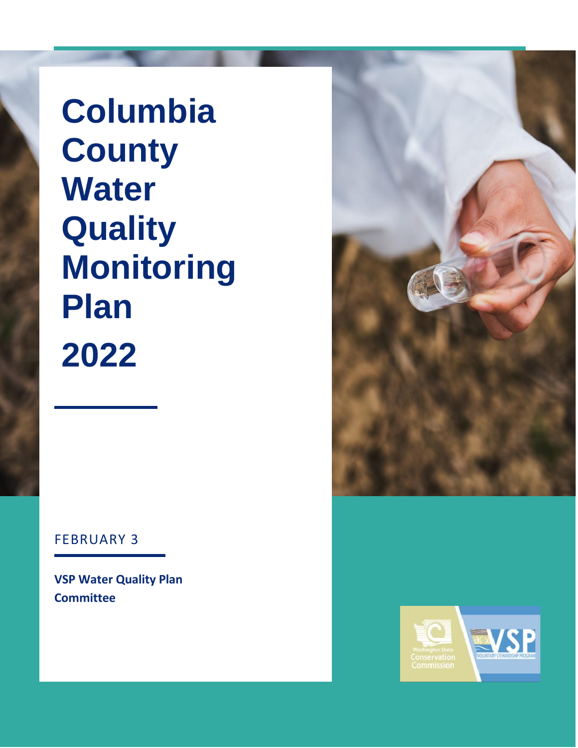# Columbia County Water Quality Monitoring Plan 2022

FEBRUARY 3

**VSP Water Quality Plan Committee**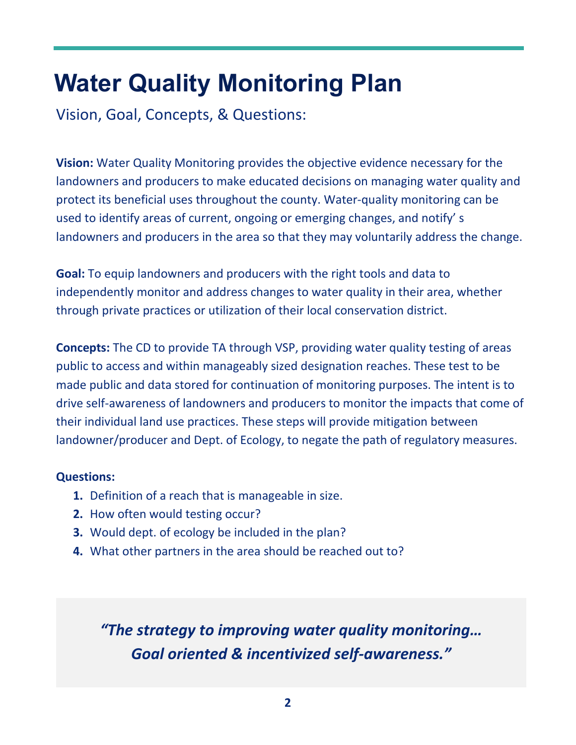# Water Quality Monitoring Plan

## Vision, Goal, Concepts, & Questions:

**Vision:** Water Quality Monitoring provides the objective evidence necessary for the landowners and producers to make educated decisions on managing water quality and protect its beneficial uses throughout the county. Water-quality monitoring can be used to identify areas of current, ongoing or emerging changes, and notify' s landowners and producers in the area so that they may voluntarily address the change.

**Goal:** To equip landowners and producers with the right tools and data to independently monitor and address changes to water quality in their area, whether through private practices or utilization of their local conservation district.

**Concepts:** The CD to provide TA through VSP, providing water quality testing of areas public to access and within manageably sized designation reaches. These test to be made public and data stored for continuation of monitoring purposes. The intent is to drive self-awareness of landowners and producers to monitor the impacts that come of their individual land use practices. These steps will provide mitigation between landowner/producer and Dept. of Ecology, to negate the path of regulatory measures.

**Questions:**

1. Definition of a reach that is manageable in size.
2. How often would testing occur?
3. Would dept. of ecology be included in the plan?
4. What other partners in the area should be reached out to?

> ***"The strategy to improving water quality monitoring… Goal oriented & incentivized self-awareness."***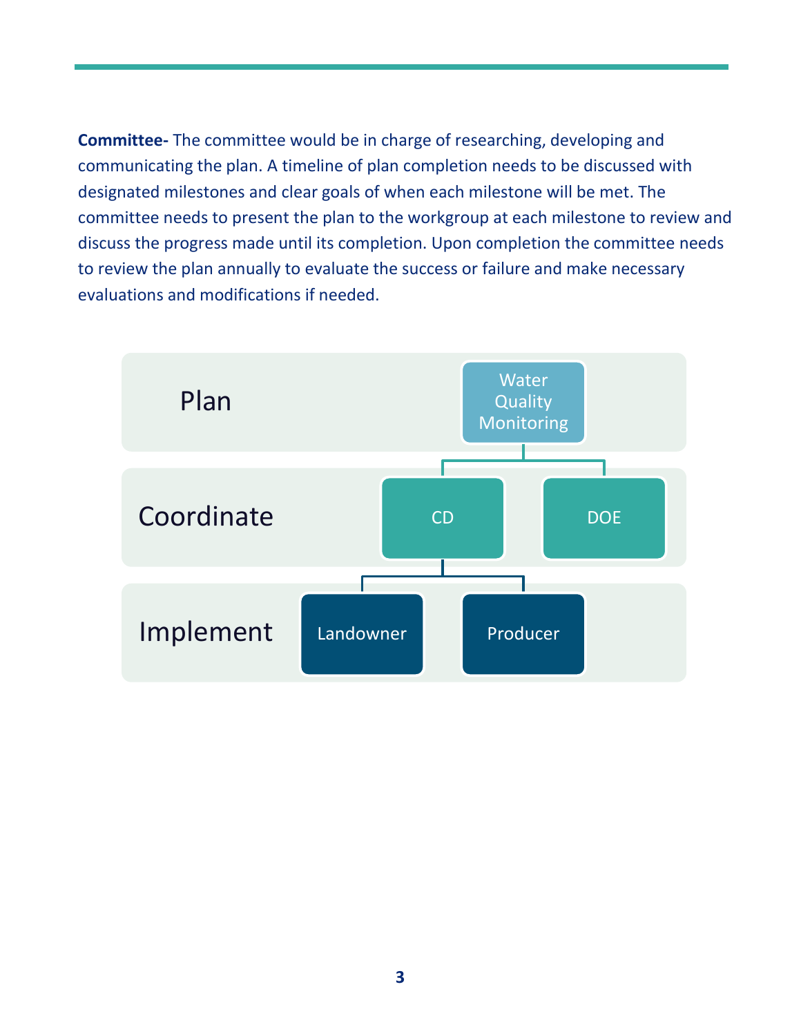**Committee-** The committee would be in charge of researching, developing and communicating the plan. A timeline of plan completion needs to be discussed with designated milestones and clear goals of when each milestone will be met. The committee needs to present the plan to the workgroup at each milestone to review and discuss the progress made until its completion. Upon completion the committee needs to review the plan annually to evaluate the success or failure and make necessary evaluations and modifications if needed.

Plan

Water Quality Monitoring

Coordinate

CD

DOE

Implement

Landowner

Producer